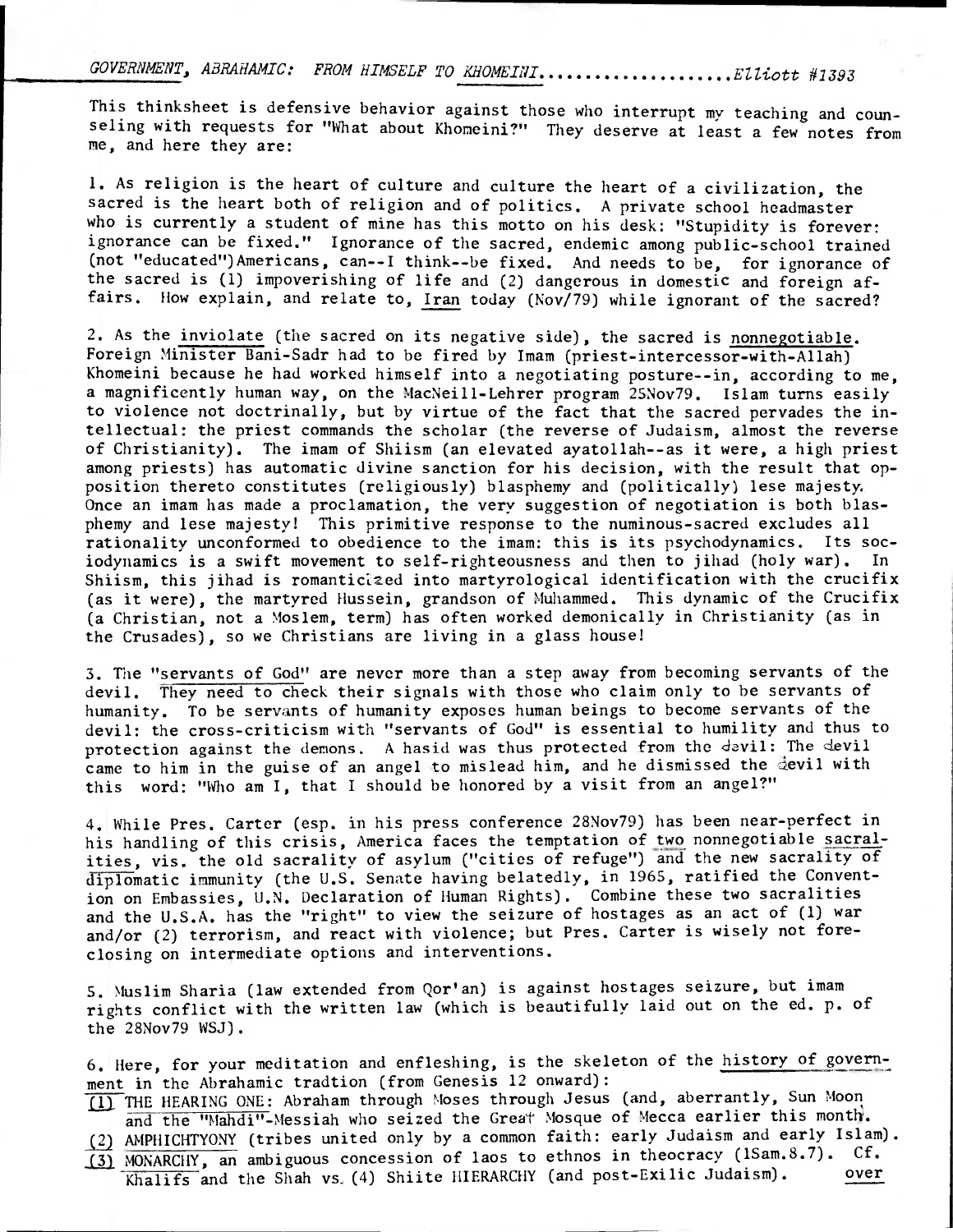*GOVERNMENT, ABRAHAMIC: FROM HIMSELF TO KHOMEINI....................Elliott #1393*

This thinksheet is defensive behavior against those who interrupt my teaching and counseling with requests for "What about Khomeini?" They deserve at least a few notes from me, and here they are:

1. As religion is the heart of culture and culture the heart of a civilization, the sacred is the heart both of religion and of politics. A private school headmaster who is currently a student of mine has this motto on his desk: "Stupidity is forever: ignorance can be fixed." Ignorance of the sacred, endemic among public-school trained (not "educated")Americans, can--I think--be fixed. And needs to be, for ignorance of the sacred is (1) impoverishing of life and (2) dangerous in domestic and foreign affairs. How explain, and relate to, Iran today (Nov/79) while ignorant of the sacred?

2. As the inviolate (the sacred on its negative side), the sacred is nonnegotiable. Foreign Minister Bani-Sadr had to be fired by Imam (priest-intercessor-with-Allah) Khomeini because he had worked himself into a negotiating posture--in, according to me, a magnificently human way, on the MacNeill-Lehrer program 25Nov79. Islam turns easily to violence not doctrinally, but by virtue of the fact that the sacred pervades the intellectual: the priest commands the scholar (the reverse of Judaism, almost the reverse of Christianity). The imam of Shiism (an elevated ayatollah--as it were, a high priest among priests) has automatic divine sanction for his decision, with the result that opposition thereto constitutes (religiously) blasphemy and (politically) lese majesty. Once an imam has made a proclamation, the very suggestion of negotiation is both blasphemy and lese majesty! This primitive response to the numinous-sacred excludes all rationality unconformed to obedience to the imam: this is its psychodynamics. Its sociodynamics is a swift movement to self-righteousness and then to jihad (holy war). In Shiism, this jihad is romanticized into martyrological identification with the crucifix (as it were), the martyred Hussein, grandson of Muhammed. This dynamic of the Crucifix (a Christian, not a Moslem, term) has often worked demonically in Christianity (as in the Crusades), so we Christians are living in a glass house!

3. The "servants of God" are never more than a step away from becoming servants of the devil. They need to check their signals with those who claim only to be servants of humanity. To be servants of humanity exposes human beings to become servants of the devil: the cross-criticism with "servants of God" is essential to humility and thus to protection against the demons. A hasid was thus protected from the devil: The devil came to him in the guise of an angel to mislead him, and he dismissed the devil with this word: "Who am I, that I should be honored by a visit from an angel?"

4. While Pres. Carter (esp. in his press conference 28Nov79) has been near-perfect in his handling of this crisis, America faces the temptation of two nonnegotiable sacralities, vis. the old sacrality of asylum ("cities of refuge") and the new sacrality of diplomatic immunity (the U.S. Senate having belatedly, in 1965, ratified the Convention on Embassies, U.N. Declaration of Human Rights). Combine these two sacralities and the U.S.A. has the "right" to view the seizure of hostages as an act of (1) war and/or (2) terrorism, and react with violence; but Pres. Carter is wisely not foreclosing on intermediate options and interventions.

5. Muslim Sharia (law extended from Qor'an) is against hostages seizure, but imam rights conflict with the written law (which is beautifully laid out on the ed. p. of the 28Nov79 WSJ).

6. Here, for your meditation and enfleshing, is the skeleton of the history of government in the Abrahamic tradtion (from Genesis 12 onward):

(1) THE HEARING ONE: Abraham through Moses through Jesus (and, aberrantly, Sun Moon and the "Mahdi"-Messiah who seized the Great Mosque of Mecca earlier this month.

(2) AMPHICHTYONY (tribes united only by a common faith: early Judaism and early Islam).

(3) MONARCHY, an ambiguous concession of laos to ethnos in theocracy (1Sam.8.7). Cf. Khalifs and the Shah vs. (4) Shiite HIERARCHY (and post-Exilic Judaism). over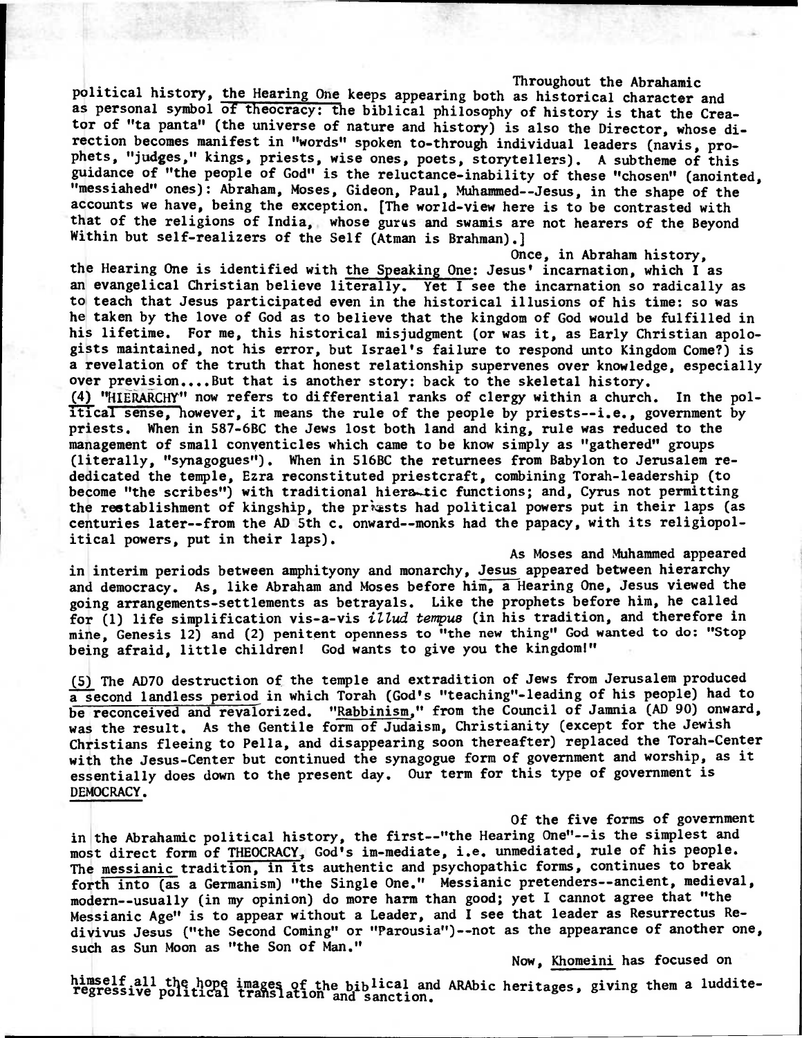Throughout the Abrahamic political history, <u>the Hearing One</u> keeps appearing both as historical character and as personal symbol <u>of theocracy: t</u>he biblical philosophy of history is that the Creator of "ta panta" (the universe of nature and history) is also the Director, whose direction becomes manifest in "words" spoken to-through individual leaders (navis, prophets, "judges," kings, priests, wise ones, poets, storytellers). A subtheme of this guidance of "the people of God" is the reluctance-inability of these "chosen" (anointed, "messiahed" ones): Abraham, Moses, Gideon, Paul, Muhammed--Jesus, in the shape of the accounts we have, being the exception. [The world-view here is to be contrasted with that of the religions of India, whose gurus and swamis are not hearers of the Beyond Within but self-realizers of the Self (Atman is Brahman).]

Once, in Abraham history, the Hearing One is identified with <u>the Speaking One</u>: Jesus' incarnation, which I as an evangelical Christian believe <u>literally.</u> Yet I see the incarnation so radically as to teach that Jesus participated even in the historical illusions of his time: so was he taken by the love of God as to believe that the kingdom of God would be fulfilled in his lifetime. For me, this historical misjudgment (or was it, as Early Christian apologists maintained, not his error, but Israel's failure to respond unto Kingdom Come?) is a revelation of the truth that honest relationship supervenes over knowledge, especially over prevision....But that is another story: back to the skeletal history.

<u>(4)</u> <u>"HIERARCHY"</u> now refers to differential ranks of clergy within a church. In the <u>political sense, h</u>owever, it means the rule of the people by priests--i.e., government by priests. When in 587-6BC the Jews lost both land and king, rule was reduced to the management of small conventicles which came to be know simply as "gathered" groups (literally, "synagogues"). When in 516BC the returnees from Babylon to Jerusalem rededicated the temple, Ezra reconstituted priestcraft, combining Torah-leadership (to become "the scribes") with traditional hieratic functions; and, Cyrus not permitting the reestablishment of kingship, the priests had political powers put in their laps (as centuries later--from the AD 5th c. onward--monks had the papacy, with its religiopolitical powers, put in their laps).

As Moses and Muhammed appeared in interim periods between amphityony and monarchy, <u>Jesus</u> appeared between hierarchy and democracy. As, like Abraham and Moses before <u>him, a</u> Hearing One, Jesus viewed the going arrangements-settlements as betrayals. Like the prophets before him, he called for (1) life simplification vis-a-vis *illud tempus* (in his tradition, and therefore in mine, Genesis 12) and (2) penitent openness to "the new thing" God wanted to do: "Stop being afraid, little children! God wants to give you the kingdom!"

<u>(5)</u> The AD70 destruction of the temple and extradition of Jews from Jerusalem produced <u>a second landless period</u> in which Torah (God's "teaching"-leading of his people) had to <u>be reconceived and revalorized.</u> <u>"Rabbinism,"</u> from the Council of Jamnia (AD 90) onward, was the result. As the Gentile <u>form of Judaism,</u> Christianity (except for the Jewish Christians fleeing to Pella, and disappearing soon thereafter) replaced the Torah-Center with the Jesus-Center but continued the synagogue form of government and worship, as it essentially does down to the present day. Our term for this type of government is <u>DEMOCRACY</u>.

Of the five forms of government in the Abrahamic political history, the first--"the Hearing One"--is the simplest and most direct form of <u>THEOCRACY</u>, God's im-mediate, i.e. unmediated, rule of his people. The <u>messianic</u> <u>tradition, in its</u> authentic and psychopathic forms, continues to break <u>forth into (as</u> a Germanism) "the Single One." Messianic pretenders--ancient, medieval, modern--usually (in my opinion) do more harm than good; yet I cannot agree that "the Messianic Age" is to appear without a Leader, and I see that leader as Resurrectus Redivivus Jesus ("the Second Coming" or "Parousia")--not as the appearance of another one, such as Sun Moon as "the Son of Man."

Now, <u>Khomeini</u> has focused on himself all the hope images of the biblical and ARAbic heritages, giving them a luddite-regressive political translation and sanction.